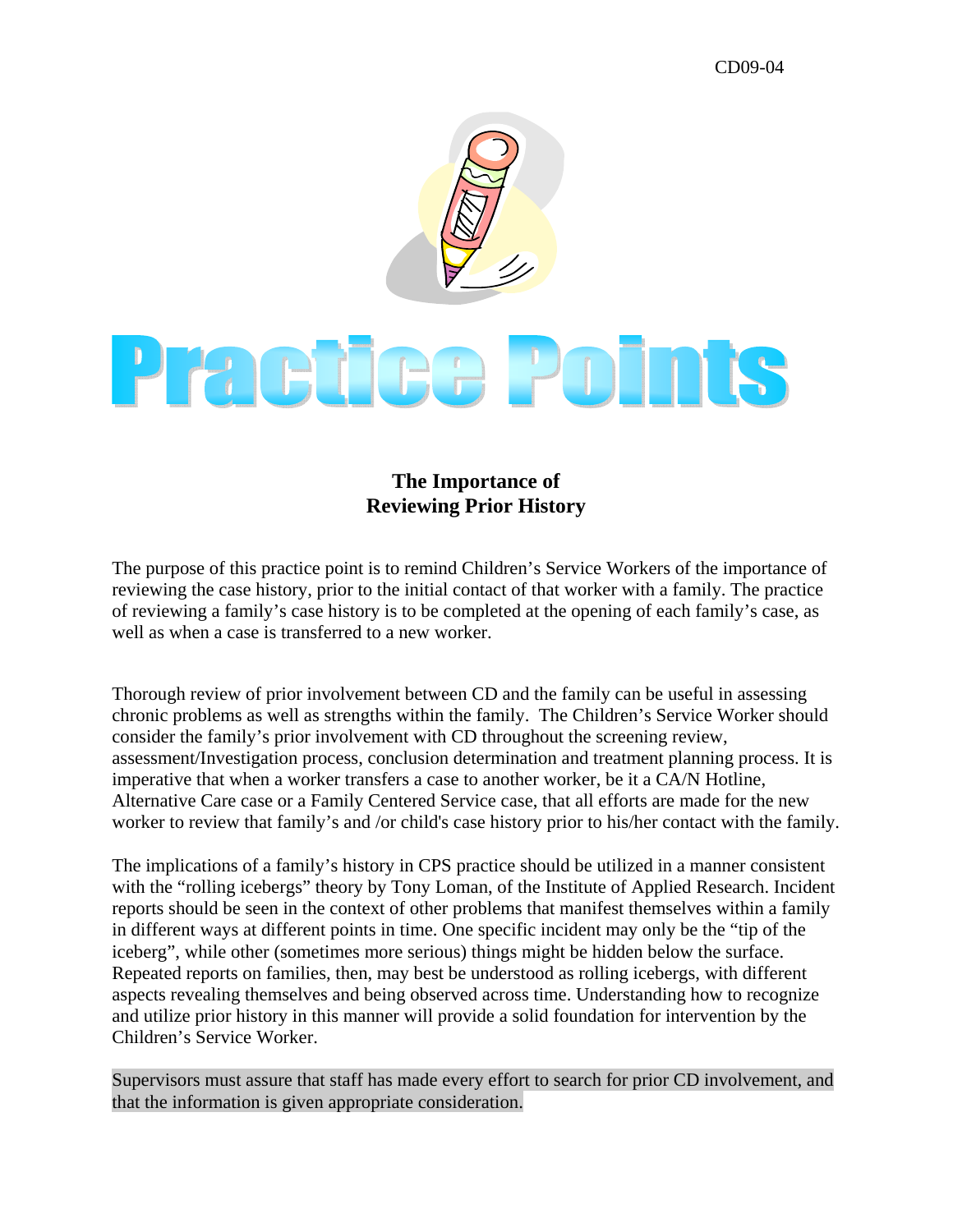CD09-04

# Practice Points

## The Importance of Reviewing Prior History

The purpose of this practice point is to remind Children's Service Workers of the importance of reviewing the case history, prior to the initial contact of that worker with a family. The practice of reviewing a family's case history is to be completed at the opening of each family's case, as well as when a case is transferred to a new worker.

Thorough review of prior involvement between CD and the family can be useful in assessing chronic problems as well as strengths within the family. The Children's Service Worker should consider the family's prior involvement with CD throughout the screening review, assessment/Investigation process, conclusion determination and treatment planning process. It is imperative that when a worker transfers a case to another worker, be it a CA/N Hotline, Alternative Care case or a Family Centered Service case, that all efforts are made for the new worker to review that family's and /or child's case history prior to his/her contact with the family.

The implications of a family's history in CPS practice should be utilized in a manner consistent with the "rolling icebergs" theory by Tony Loman, of the Institute of Applied Research. Incident reports should be seen in the context of other problems that manifest themselves within a family in different ways at different points in time. One specific incident may only be the "tip of the iceberg", while other (sometimes more serious) things might be hidden below the surface. Repeated reports on families, then, may best be understood as rolling icebergs, with different aspects revealing themselves and being observed across time. Understanding how to recognize and utilize prior history in this manner will provide a solid foundation for intervention by the Children's Service Worker.

Supervisors must assure that staff has made every effort to search for prior CD involvement, and that the information is given appropriate consideration.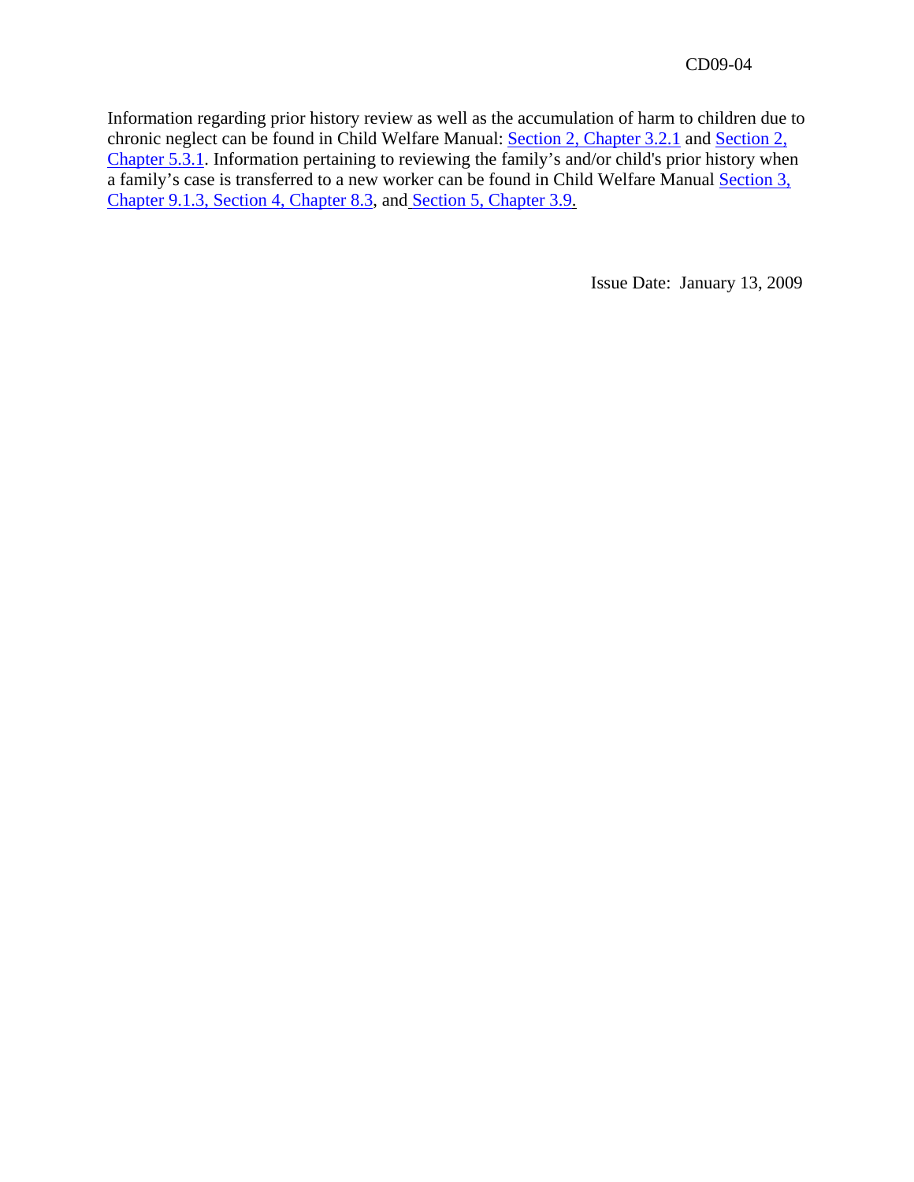Information regarding prior history review as well as the accumulation of harm to children due to chronic neglect can be found in Child Welfare Manual: Section 2, Chapter 3.2.1 and Section 2, Chapter 5.3.1. Information pertaining to reviewing the family's and/or child's prior history when a family's case is transferred to a new worker can be found in Child Welfare Manual Section 3, Chapter 9.1.3, Section 4, Chapter 8.3, and Section 5, Chapter 3.9.

Issue Date: January 13, 2009